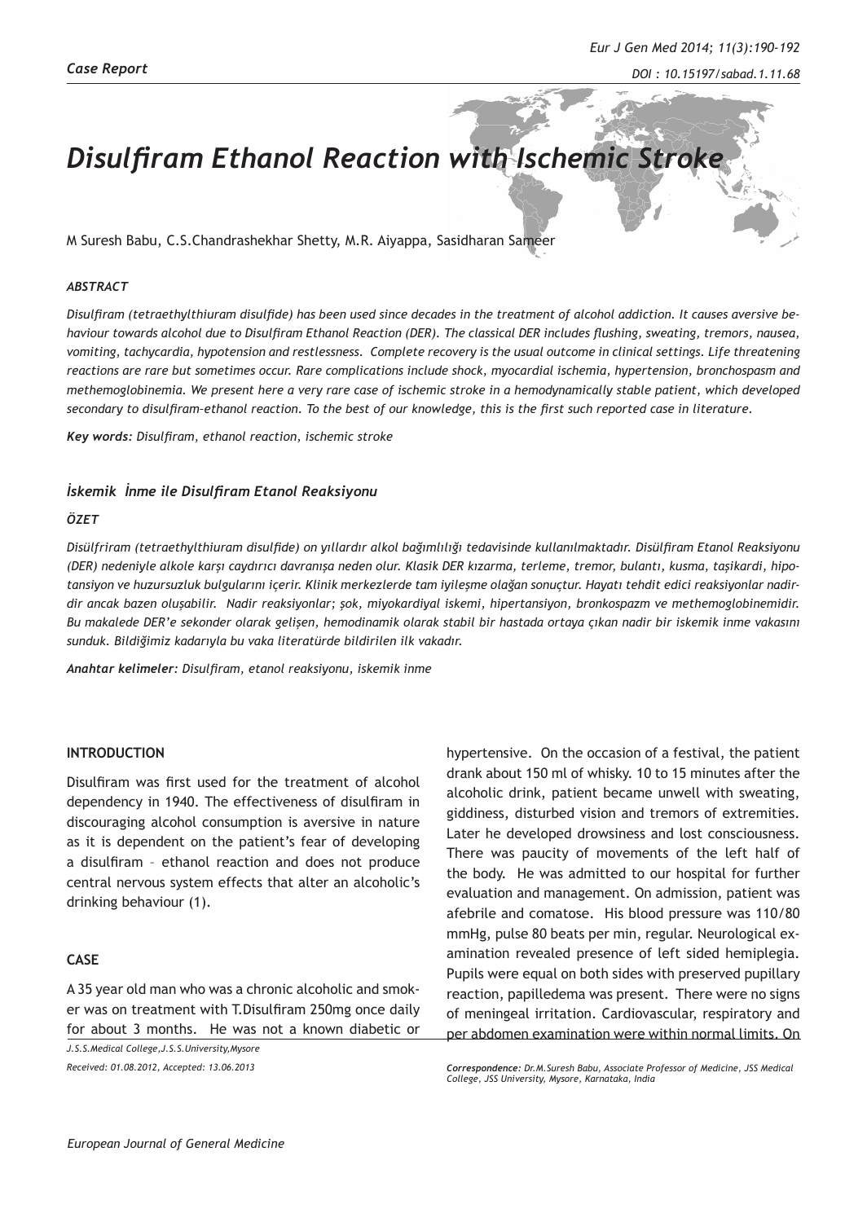*Case Report*

# *Disulfiram Ethanol Reaction with Ischemic Stroke*

M Suresh Babu, C.S.Chandrashekhar Shetty, M.R. Aiyappa, Sasidharan Sameer

### *ABSTRACT*

*Disulfiram (tetraethylthiuram disulfide) has been used since decades in the treatment of alcohol addiction. It causes aversive behaviour towards alcohol due to Disulfiram Ethanol Reaction (DER). The classical DER includes flushing, sweating, tremors, nausea, vomiting, tachycardia, hypotension and restlessness. Complete recovery is the usual outcome in clinical settings. Life threatening reactions are rare but sometimes occur. Rare complications include shock, myocardial ischemia, hypertension, bronchospasm and methemoglobinemia. We present here a very rare case of ischemic stroke in a hemodynamically stable patient, which developed secondary to disulfiram-ethanol reaction. To the best of our knowledge, this is the first such reported case in literature.*

***Key words:*** *Disulfiram, ethanol reaction, ischemic stroke*

### *İskemik İnme ile Disulfiram Etanol Reaksiyonu*

### *ÖZET*

*Disülfriram (tetraethylthiuram disulfide) on yıllardır alkol bağımlılığı tedavisinde kullanılmaktadır. Disülfiram Etanol Reaksiyonu (DER) nedeniyle alkole karşı caydırıcı davranışa neden olur. Klasik DER kızarma, terleme, tremor, bulantı, kusma, taşikardi, hipotansiyon ve huzursuzluk bulgularını içerir. Klinik merkezlerde tam iyileşme olağan sonuçtur. Hayatı tehdit edici reaksiyonlar nadirdir ancak bazen oluşabilir. Nadir reaksiyonlar; şok, miyokardiyal iskemi, hipertansiyon, bronkospazm ve methemoglobinemidir. Bu makalede DER'e sekonder olarak gelişen, hemodinamik olarak stabil bir hastada ortaya çıkan nadir bir iskemik inme vakasını sunduk. Bildiğimiz kadarıyla bu vaka literatürde bildirilen ilk vakadır.*

***Anahtar kelimeler:*** *Disulfiram, etanol reaksiyonu, iskemik inme*

## INTRODUCTION

Disulfiram was first used for the treatment of alcohol dependency in 1940. The effectiveness of disulfiram in discouraging alcohol consumption is aversive in nature as it is dependent on the patient's fear of developing a disulfiram – ethanol reaction and does not produce central nervous system effects that alter an alcoholic's drinking behaviour (1).

## CASE

A 35 year old man who was a chronic alcoholic and smoker was on treatment with T.Disulfiram 250mg once daily for about 3 months. He was not a known diabetic or hypertensive. On the occasion of a festival, the patient drank about 150 ml of whisky. 10 to 15 minutes after the alcoholic drink, patient became unwell with sweating, giddiness, disturbed vision and tremors of extremities. Later he developed drowsiness and lost consciousness. There was paucity of movements of the left half of the body. He was admitted to our hospital for further evaluation and management. On admission, patient was afebrile and comatose. His blood pressure was 110/80 mmHg, pulse 80 beats per min, regular. Neurological examination revealed presence of left sided hemiplegia. Pupils were equal on both sides with preserved pupillary reaction, papilledema was present. There were no signs of meningeal irritation. Cardiovascular, respiratory and per abdomen examination were within normal limits. On

*J.S.S.Medical College,J.S.S.University,Mysore*

*Received: 01.08.2012, Accepted: 13.06.2013*

***Correspondence:*** *Dr.M.Suresh Babu, Associate Professor of Medicine, JSS Medical College, JSS University, Mysore, Karnataka, India*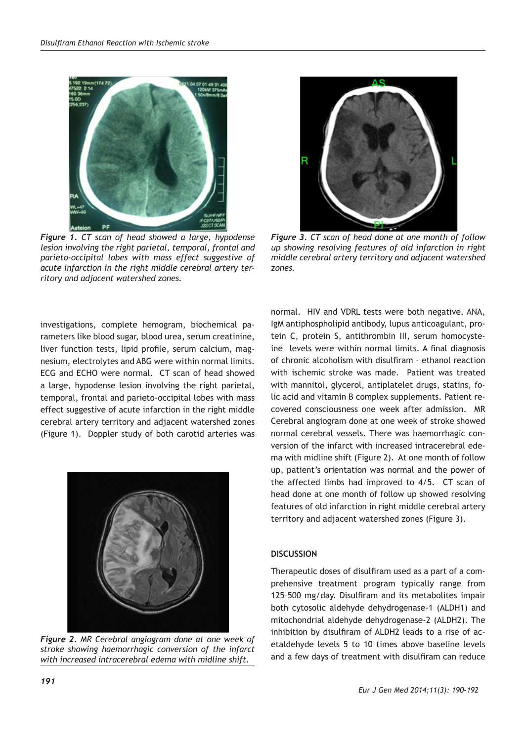*Figure 1. CT scan of head showed a large, hypodense lesion involving the right parietal, temporal, frontal and parieto-occipital lobes with mass effect suggestive of acute infarction in the right middle cerebral artery territory and adjacent watershed zones.*

*Figure 3. CT scan of head done at one month of follow up showing resolving features of old infarction in right middle cerebral artery territory and adjacent watershed zones.*

investigations, complete hemogram, biochemical parameters like blood sugar, blood urea, serum creatinine, liver function tests, lipid profile, serum calcium, magnesium, electrolytes and ABG were within normal limits. ECG and ECHO were normal. CT scan of head showed a large, hypodense lesion involving the right parietal, temporal, frontal and parieto-occipital lobes with mass effect suggestive of acute infarction in the right middle cerebral artery territory and adjacent watershed zones (Figure 1). Doppler study of both carotid arteries was normal. HIV and VDRL tests were both negative. ANA, IgM antiphospholipid antibody, lupus anticoagulant, protein C, protein S, antithrombin III, serum homocysteine levels were within normal limits. A final diagnosis of chronic alcoholism with disulfiram – ethanol reaction with ischemic stroke was made. Patient was treated with mannitol, glycerol, antiplatelet drugs, statins, folic acid and vitamin B complex supplements. Patient recovered consciousness one week after admission. MR Cerebral angiogram done at one week of stroke showed normal cerebral vessels. There was haemorrhagic conversion of the infarct with increased intracerebral edema with midline shift (Figure 2). At one month of follow up, patient's orientation was normal and the power of the affected limbs had improved to 4/5. CT scan of head done at one month of follow up showed resolving features of old infarction in right middle cerebral artery territory and adjacent watershed zones (Figure 3).

*Figure 2. MR Cerebral angiogram done at one week of stroke showing haemorrhagic conversion of the infarct with increased intracerebral edema with midline shift.*

**DISCUSSION**

Therapeutic doses of disulfiram used as a part of a comprehensive treatment program typically range from 125–500 mg/day. Disulfiram and its metabolites impair both cytosolic aldehyde dehydrogenase-1 (ALDH1) and mitochondrial aldehyde dehydrogenase-2 (ALDH2). The inhibition by disulfiram of ALDH2 leads to a rise of acetaldehyde levels 5 to 10 times above baseline levels and a few days of treatment with disulfiram can reduce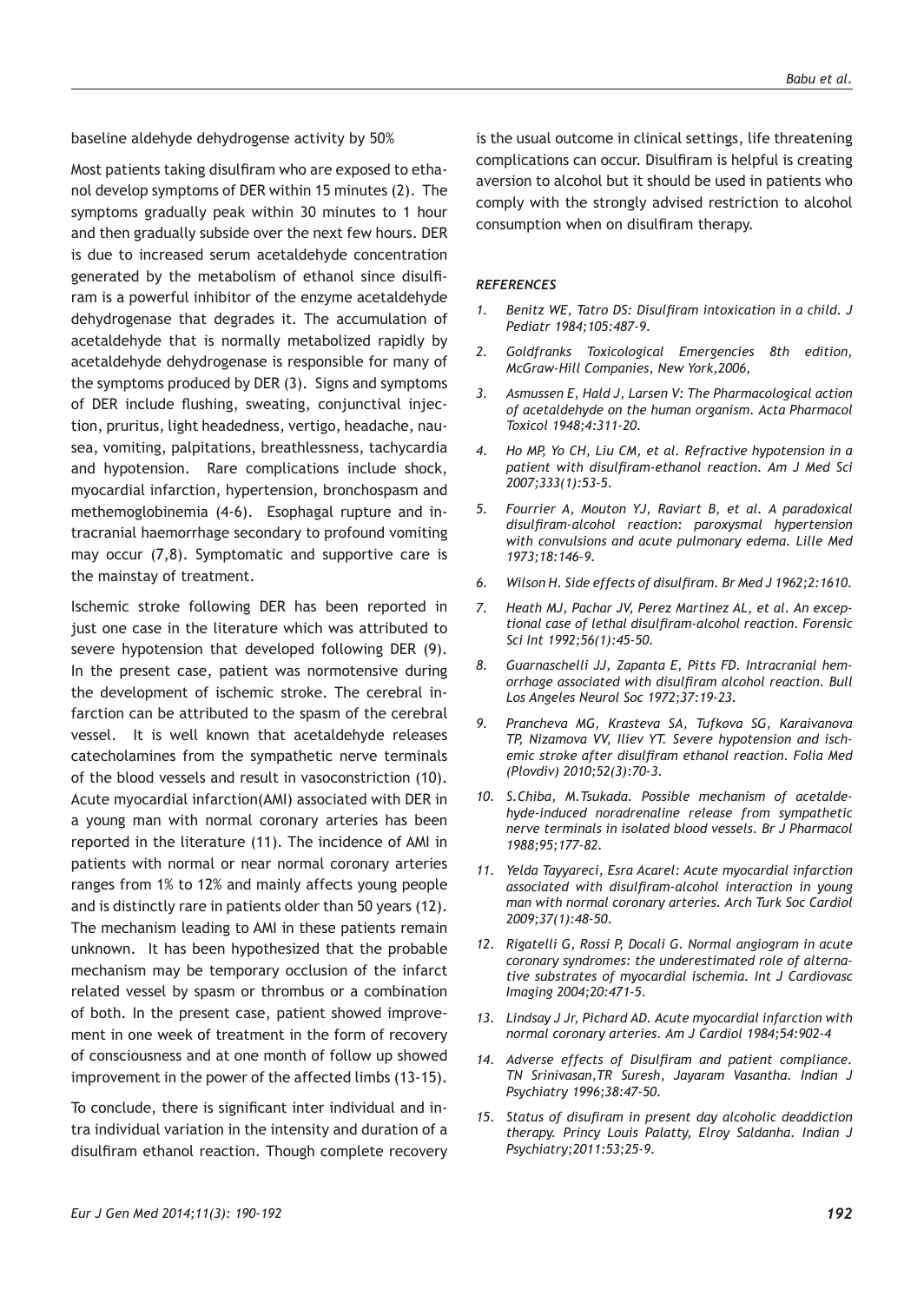baseline aldehyde dehydrogense activity by 50%

Most patients taking disulfiram who are exposed to ethanol develop symptoms of DER within 15 minutes (2). The symptoms gradually peak within 30 minutes to 1 hour and then gradually subside over the next few hours. DER is due to increased serum acetaldehyde concentration generated by the metabolism of ethanol since disulfiram is a powerful inhibitor of the enzyme acetaldehyde dehydrogenase that degrades it. The accumulation of acetaldehyde that is normally metabolized rapidly by acetaldehyde dehydrogenase is responsible for many of the symptoms produced by DER (3). Signs and symptoms of DER include flushing, sweating, conjunctival injection, pruritus, light headedness, vertigo, headache, nausea, vomiting, palpitations, breathlessness, tachycardia and hypotension. Rare complications include shock, myocardial infarction, hypertension, bronchospasm and methemoglobinemia (4-6). Esophagal rupture and intracranial haemorrhage secondary to profound vomiting may occur (7,8). Symptomatic and supportive care is the mainstay of treatment.

Ischemic stroke following DER has been reported in just one case in the literature which was attributed to severe hypotension that developed following DER (9). In the present case, patient was normotensive during the development of ischemic stroke. The cerebral infarction can be attributed to the spasm of the cerebral vessel. It is well known that acetaldehyde releases catecholamines from the sympathetic nerve terminals of the blood vessels and result in vasoconstriction (10). Acute myocardial infarction(AMI) associated with DER in a young man with normal coronary arteries has been reported in the literature (11). The incidence of AMI in patients with normal or near normal coronary arteries ranges from 1% to 12% and mainly affects young people and is distinctly rare in patients older than 50 years (12). The mechanism leading to AMI in these patients remain unknown. It has been hypothesized that the probable mechanism may be temporary occlusion of the infarct related vessel by spasm or thrombus or a combination of both. In the present case, patient showed improvement in one week of treatment in the form of recovery of consciousness and at one month of follow up showed improvement in the power of the affected limbs (13-15).

To conclude, there is significant inter individual and intra individual variation in the intensity and duration of a disulfiram ethanol reaction. Though complete recovery is the usual outcome in clinical settings, life threatening complications can occur. Disulfiram is helpful is creating aversion to alcohol but it should be used in patients who comply with the strongly advised restriction to alcohol consumption when on disulfiram therapy.

### *REFERENCES*

1. *Benitz WE, Tatro DS: Disulfiram intoxication in a child. J Pediatr 1984;105:487-9.*
2. *Goldfranks Toxicological Emergencies 8th edition, McGraw-Hill Companies, New York,2006,*
3. *Asmussen E, Hald J, Larsen V: The Pharmacological action of acetaldehyde on the human organism. Acta Pharmacol Toxicol 1948;4:311-20.*
4. *Ho MP, Yo CH, Liu CM, et al. Refractive hypotension in a patient with disulfiram-ethanol reaction. Am J Med Sci 2007;333(1):53-5.*
5. *Fourrier A, Mouton YJ, Raviart B, et al. A paradoxical disulfiram-alcohol reaction: paroxysmal hypertension with convulsions and acute pulmonary edema. Lille Med 1973;18:146-9.*
6. *Wilson H. Side effects of disulfiram. Br Med J 1962;2:1610.*
7. *Heath MJ, Pachar JV, Perez Martinez AL, et al. An exceptional case of lethal disulfiram-alcohol reaction. Forensic Sci Int 1992;56(1):45-50.*
8. *Guarnaschelli JJ, Zapanta E, Pitts FD. Intracranial hemorrhage associated with disulfiram alcohol reaction. Bull Los Angeles Neurol Soc 1972;37:19-23.*
9. *Prancheva MG, Krasteva SA, Tufkova SG, Karaivanova TP, Nizamova VV, Iliev YT. Severe hypotension and ischemic stroke after disulfiram ethanol reaction. Folia Med (Plovdiv) 2010;52(3):70-3.*
10. *S.Chiba, M.Tsukada. Possible mechanism of acetaldehyde-induced noradrenaline release from sympathetic nerve terminals in isolated blood vessels. Br J Pharmacol 1988;95;177-82.*
11. *Yelda Tayyareci, Esra Acarel: Acute myocardial infarction associated with disulfiram-alcohol interaction in young man with normal coronary arteries. Arch Turk Soc Cardiol 2009;37(1):48-50.*
12. *Rigatelli G, Rossi P, Docali G. Normal angiogram in acute coronary syndromes: the underestimated role of alternative substrates of myocardial ischemia. Int J Cardiovasc Imaging 2004;20:471-5.*
13. *Lindsay J Jr, Pichard AD. Acute myocardial infarction with normal coronary arteries. Am J Cardiol 1984;54:902-4*
14. *Adverse effects of Disulfiram and patient compliance. TN Srinivasan,TR Suresh, Jayaram Vasantha. Indian J Psychiatry 1996;38:47-50.*
15. *Status of disufiram in present day alcoholic deaddiction therapy. Princy Louis Palatty, Elroy Saldanha. Indian J Psychiatry;2011:53;25-9.*